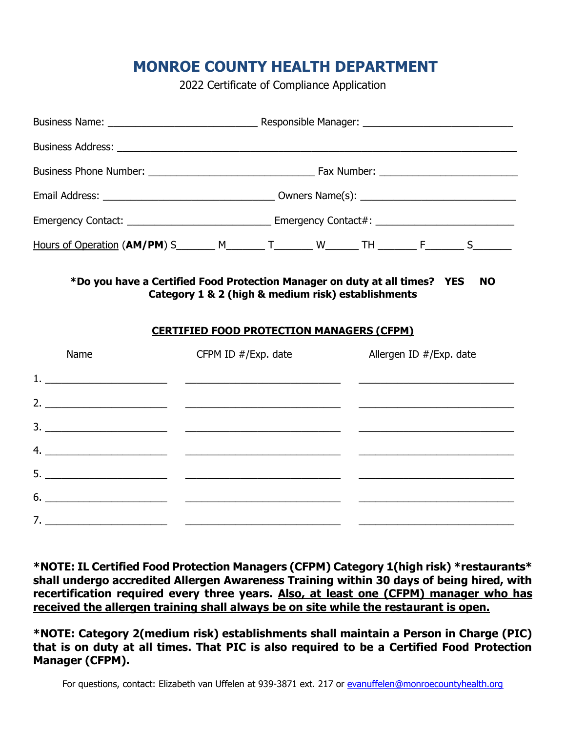# MONROE COUNTY HEALTH DEPARTMENT

2022 Certificate of Compliance Application

Business Name: ____________________________ Responsible Manager: ____________________________

Business Address: ________________________________________________________________________

Business Phone Number: ______________________________ Fax Number: ________________________

Email Address: ______________________________ Owners Name(s): ___________________________

Emergency Contact: __________________________ Emergency Contact#: ________________________

Hours of Operation (**AM/PM**) S_______ M_______ T_______ W______ TH _______ F_______ S_______

**\*Do you have a Certified Food Protection Manager on duty at all times? YES NO**
**Category 1 & 2 (high & medium risk) establishments**

**CERTIFIED FOOD PROTECTION MANAGERS (CFPM)**

| | Name | CFPM ID #/Exp. date | Allergen ID #/Exp. date |
|---|---|---|---|
| 1. | | | |
| 2. | | | |
| 3. | | | |
| 4. | | | |
| 5. | | | |
| 6. | | | |
| 7. | | | |

**\*NOTE: IL Certified Food Protection Managers (CFPM) Category 1(high risk) \*restaurants\* shall undergo accredited Allergen Awareness Training within 30 days of being hired, with recertification required every three years. Also, at least one (CFPM) manager who has received the allergen training shall always be on site while the restaurant is open.**

**\*NOTE: Category 2(medium risk) establishments shall maintain a Person in Charge (PIC) that is on duty at all times. That PIC is also required to be a Certified Food Protection Manager (CFPM).**

For questions, contact: Elizabeth van Uffelen at 939-3871 ext. 217 or evanuffelen@monroecountyhealth.org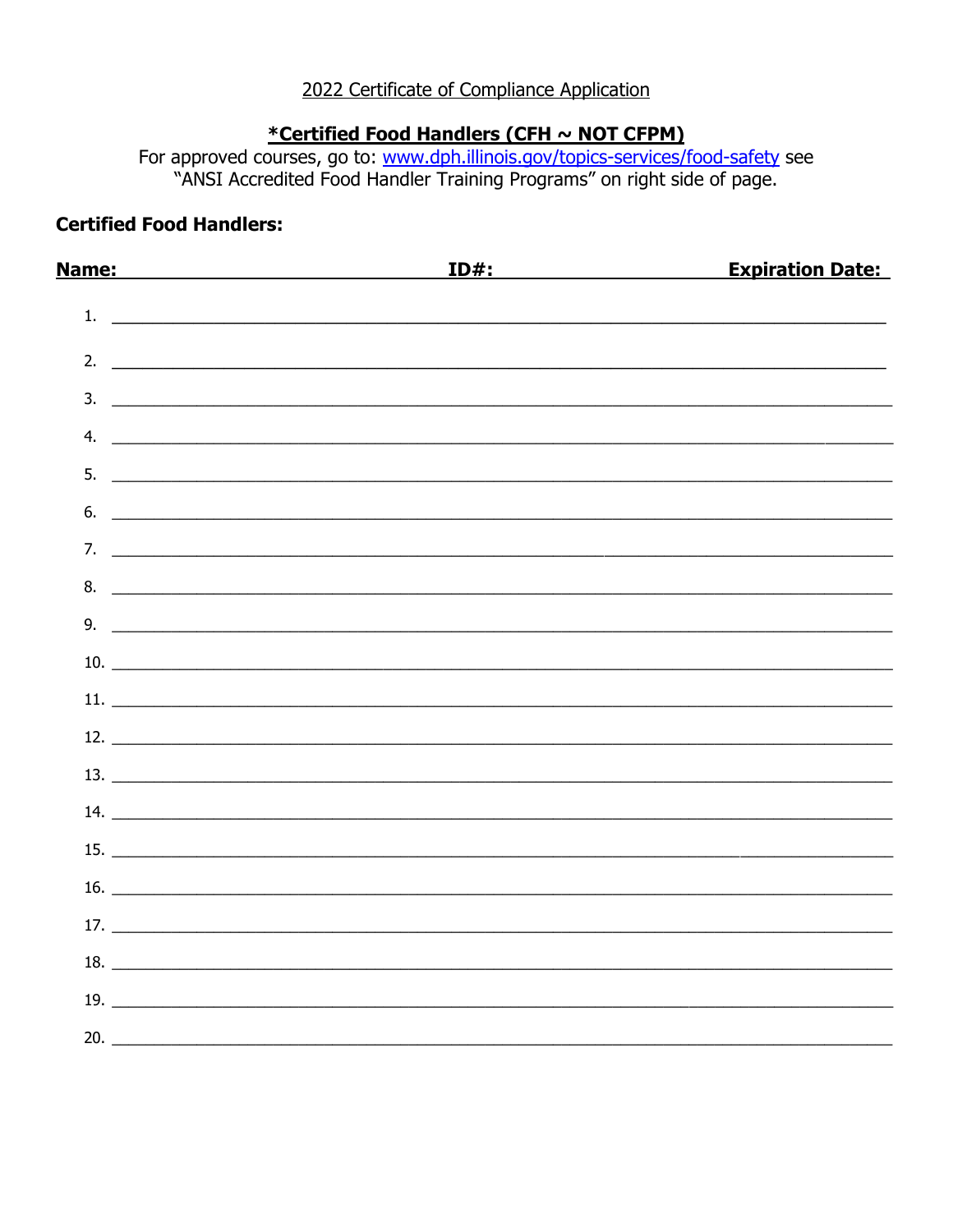2022 Certificate of Compliance Application

## **\*Certified Food Handlers (CFH ~ NOT CFPM)**

For approved courses, go to: [www.dph.illinois.gov/topics-services/food-safety](http://www.dph.illinois.gov/topics-services/food-safety) see "ANSI Accredited Food Handler Training Programs" on right side of page.

**Certified Food Handlers:**

| **Name:** | **ID#:** | **Expiration Date:** |
|---|---|---|
| 1. | | |
| 2. | | |
| 3. | | |
| 4. | | |
| 5. | | |
| 6. | | |
| 7. | | |
| 8. | | |
| 9. | | |
| 10. | | |
| 11. | | |
| 12. | | |
| 13. | | |
| 14. | | |
| 15. | | |
| 16. | | |
| 17. | | |
| 18. | | |
| 19. | | |
| 20. | | |